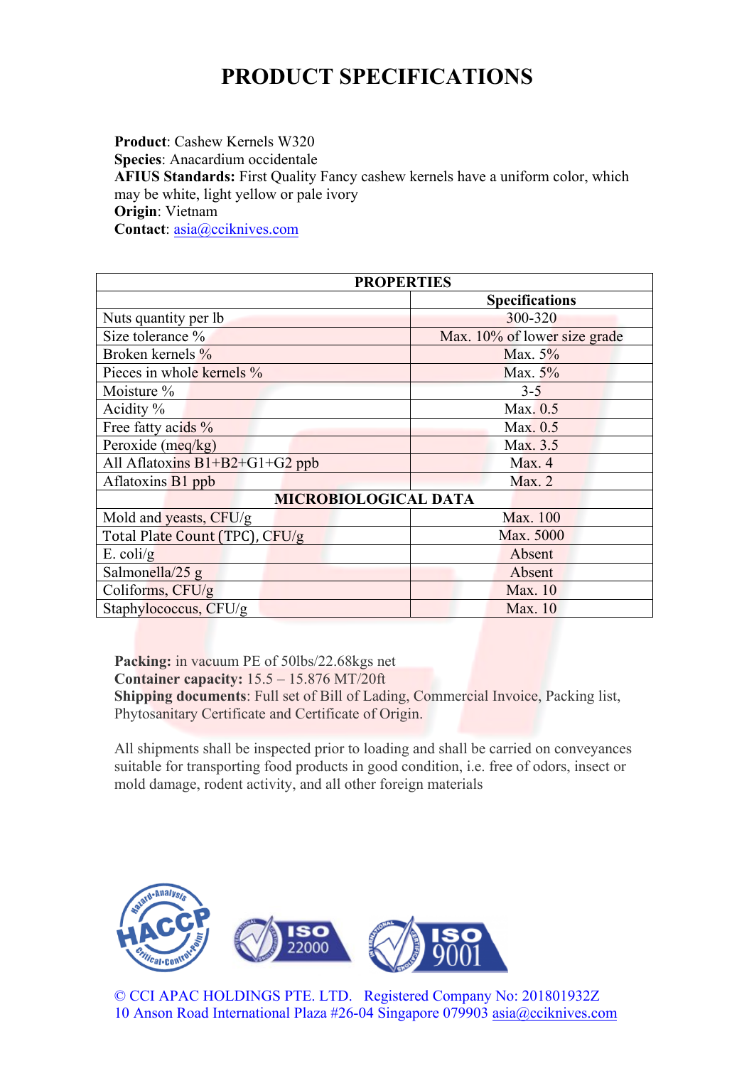# PRODUCT SPECIFICATIONS

**Product**: Cashew Kernels W320
**Species**: Anacardium occidentale
**AFIUS Standards:** First Quality Fancy cashew kernels have a uniform color, which may be white, light yellow or pale ivory
**Origin**: Vietnam
**Contact**: asia@cciknives.com

| **PROPERTIES** | |
|---|---|
| | **Specifications** |
| Nuts quantity per lb | 300-320 |
| Size tolerance % | Max. 10% of lower size grade |
| Broken kernels % | Max. 5% |
| Pieces in whole kernels % | Max. 5% |
| Moisture % | 3-5 |
| Acidity % | Max. 0.5 |
| Free fatty acids % | Max. 0.5 |
| Peroxide (meq/kg) | Max. 3.5 |
| All Aflatoxins B1+B2+G1+G2 ppb | Max. 4 |
| Aflatoxins B1 ppb | Max. 2 |
| **MICROBIOLOGICAL DATA** | |
| Mold and yeasts, CFU/g | Max. 100 |
| Total Plate Count (TPC), CFU/g | Max. 5000 |
| E. coli/g | Absent |
| Salmonella/25 g | Absent |
| Coliforms, CFU/g | Max. 10 |
| Staphylococcus, CFU/g | Max. 10 |

**Packing:** in vacuum PE of 50lbs/22.68kgs net
**Container capacity:** 15.5 – 15.876 MT/20ft
**Shipping documents**: Full set of Bill of Lading, Commercial Invoice, Packing list, Phytosanitary Certificate and Certificate of Origin.

All shipments shall be inspected prior to loading and shall be carried on conveyances suitable for transporting food products in good condition, i.e. free of odors, insect or mold damage, rodent activity, and all other foreign materials

HACCP ISO 22000 ISO 9001

© CCI APAC HOLDINGS PTE. LTD. Registered Company No: 201801932Z
10 Anson Road International Plaza #26-04 Singapore 079903 asia@cciknives.com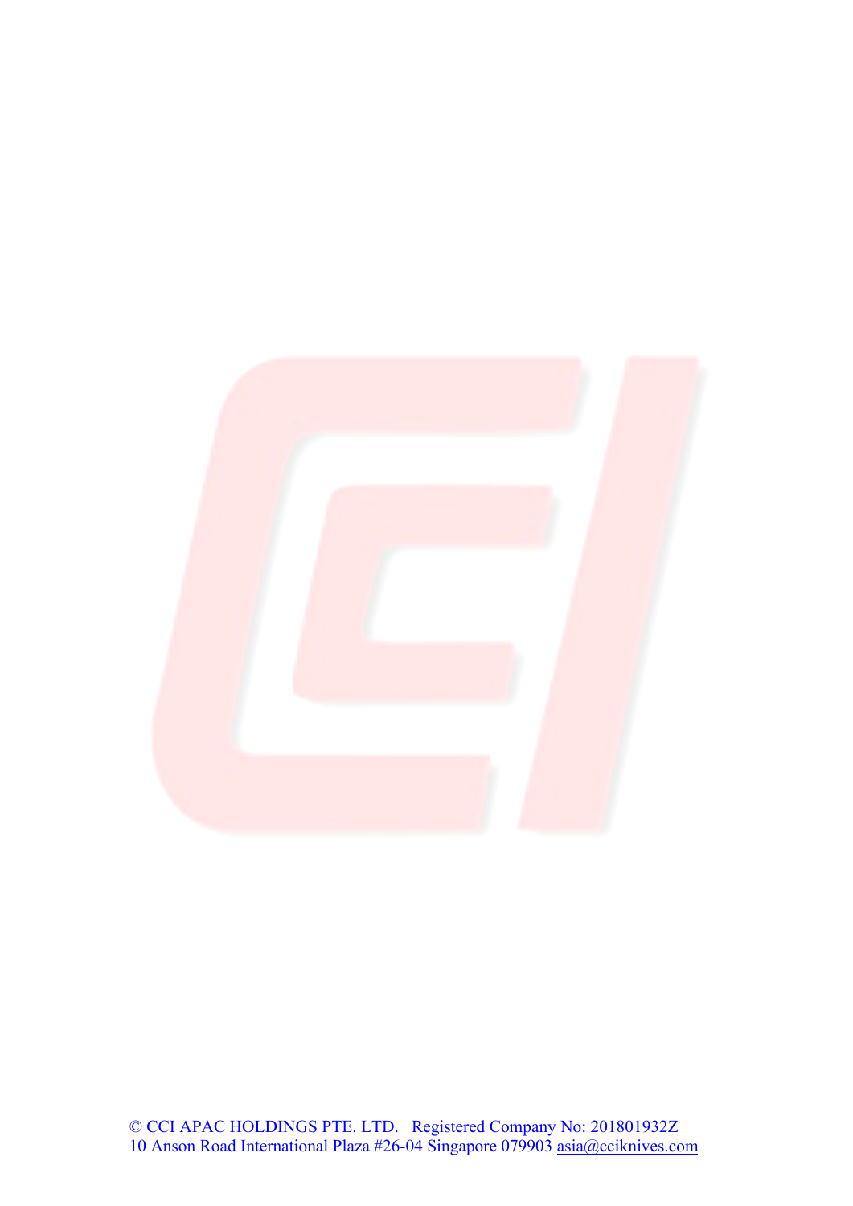© CCI APAC HOLDINGS PTE. LTD. Registered Company No: 201801932Z
10 Anson Road International Plaza #26-04 Singapore 079903 asia@cciknives.com